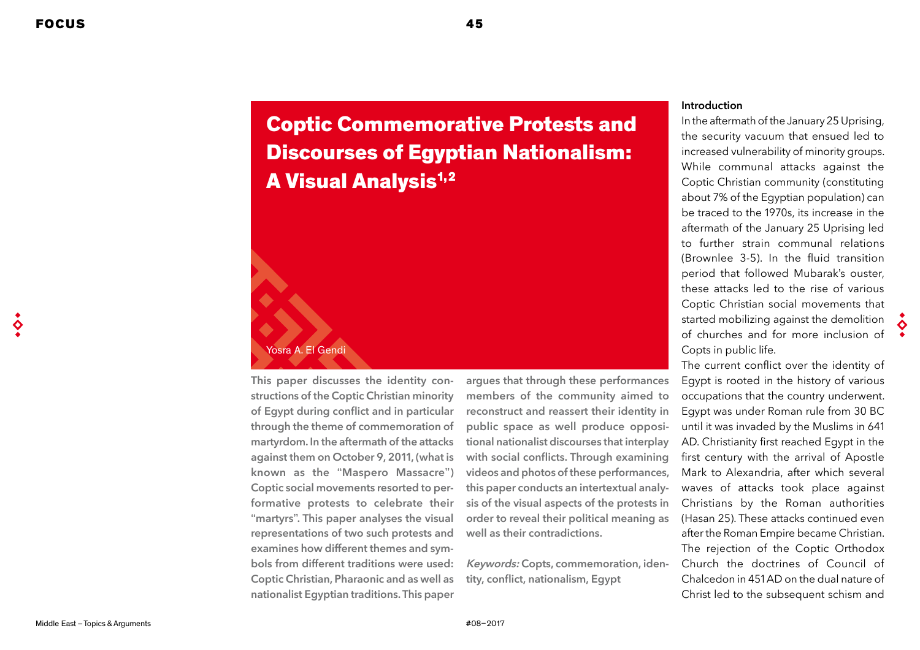# Coptic Commemorative Protests and Discourses of Egyptian Nationalism: A Visual Analysis[1,2]

Yosra A. El Gendi

**This paper discusses the identity constructions of the Coptic Christian minority of Egypt during conflict and in particular through the theme of commemoration of martyrdom. In the aftermath of the attacks against them on October 9, 2011, (what is known as the "Maspero Massacre") Coptic social movements resorted to performative protests to celebrate their "martyrs". This paper analyses the visual representations of two such protests and examines how different themes and symbols from different traditions were used: Coptic Christian, Pharaonic and as well as nationalist Egyptian traditions. This paper argues that through these performances members of the community aimed to reconstruct and reassert their identity in public space as well produce oppositional nationalist discourses that interplay with social conflicts. Through examining videos and photos of these performances, this paper conducts an intertextual analysis of the visual aspects of the protests in order to reveal their political meaning as well as their contradictions.**

***Keywords:*** **Copts, commemoration, identity, conflict, nationalism, Egypt**

## Introduction

In the aftermath of the January 25 Uprising, the security vacuum that ensued led to increased vulnerability of minority groups. While communal attacks against the Coptic Christian community (constituting about 7% of the Egyptian population) can be traced to the 1970s, its increase in the aftermath of the January 25 Uprising led to further strain communal relations (Brownlee 3-5). In the fluid transition period that followed Mubarak's ouster, these attacks led to the rise of various Coptic Christian social movements that started mobilizing against the demolition of churches and for more inclusion of Copts in public life.

The current conflict over the identity of Egypt is rooted in the history of various occupations that the country underwent. Egypt was under Roman rule from 30 BC until it was invaded by the Muslims in 641 AD. Christianity first reached Egypt in the first century with the arrival of Apostle Mark to Alexandria, after which several waves of attacks took place against Christians by the Roman authorities (Hasan 25). These attacks continued even after the Roman Empire became Christian. The rejection of the Coptic Orthodox Church the doctrines of Council of Chalcedon in 451 AD on the dual nature of Christ led to the subsequent schism and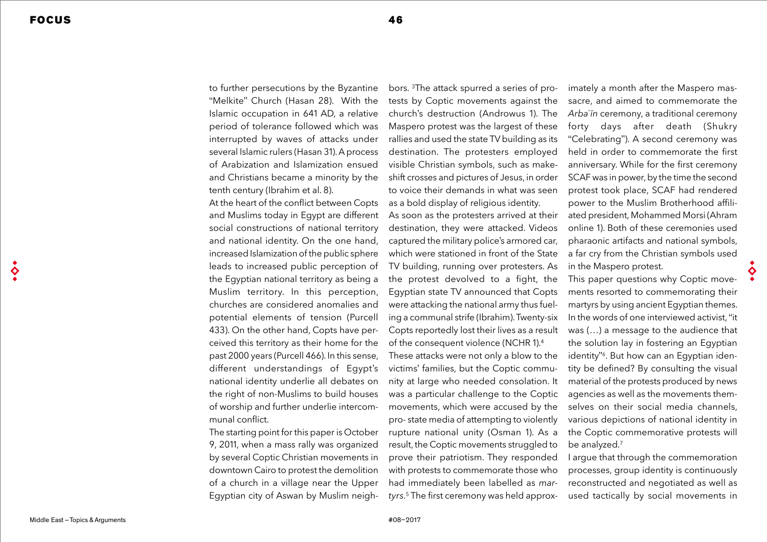to further persecutions by the Byzantine "Melkite" Church (Hasan 28). With the Islamic occupation in 641 AD, a relative period of tolerance followed which was interrupted by waves of attacks under several Islamic rulers (Hasan 31). A process of Arabization and Islamization ensued and Christians became a minority by the tenth century (Ibrahim et al. 8).

At the heart of the conflict between Copts and Muslims today in Egypt are different social constructions of national territory and national identity. On the one hand, increased Islamization of the public sphere leads to increased public perception of the Egyptian national territory as being a Muslim territory. In this perception, churches are considered anomalies and potential elements of tension (Purcell 433). On the other hand, Copts have perceived this territory as their home for the past 2000 years (Purcell 466). In this sense, different understandings of Egypt's national identity underlie all debates on the right of non-Muslims to build houses of worship and further underlie intercommunal conflict.

The starting point for this paper is October 9, 2011, when a mass rally was organized by several Coptic Christian movements in downtown Cairo to protest the demolition of a church in a village near the Upper Egyptian city of Aswan by Muslim neighbors. [3]The attack spurred a series of protests by Coptic movements against the church's destruction (Androwus 1). The Maspero protest was the largest of these rallies and used the state TV building as its destination. The protesters employed visible Christian symbols, such as makeshift crosses and pictures of Jesus, in order to voice their demands in what was seen as a bold display of religious identity.

As soon as the protesters arrived at their destination, they were attacked. Videos captured the military police's armored car, which were stationed in front of the State TV building, running over protesters. As the protest devolved to a fight, the Egyptian state TV announced that Copts were attacking the national army thus fueling a communal strife (Ibrahim). Twenty-six Copts reportedly lost their lives as a result of the consequent violence (NCHR 1).[4]

These attacks were not only a blow to the victims' families, but the Coptic community at large who needed consolation. It was a particular challenge to the Coptic movements, which were accused by the pro- state media of attempting to violently rupture national unity (Osman 1). As a result, the Coptic movements struggled to prove their patriotism. They responded with protests to commemorate those who had immediately been labelled as *martyrs*.[5] The first ceremony was held approximately a month after the Maspero massacre, and aimed to commemorate the *Arbaʿīn* ceremony, a traditional ceremony forty days after death (Shukry "Celebrating"). A second ceremony was held in order to commemorate the first anniversary. While for the first ceremony SCAF was in power, by the time the second protest took place, SCAF had rendered power to the Muslim Brotherhood affiliated president, Mohammed Morsi (Ahram online 1). Both of these ceremonies used pharaonic artifacts and national symbols, a far cry from the Christian symbols used in the Maspero protest.

This paper questions why Coptic movements resorted to commemorating their martyrs by using ancient Egyptian themes. In the words of one interviewed activist, "it was (…) a message to the audience that the solution lay in fostering an Egyptian identity"[6]. But how can an Egyptian identity be defined? By consulting the visual material of the protests produced by news agencies as well as the movements themselves on their social media channels, various depictions of national identity in the Coptic commemorative protests will be analyzed.[7]

I argue that through the commemoration processes, group identity is continuously reconstructed and negotiated as well as used tactically by social movements in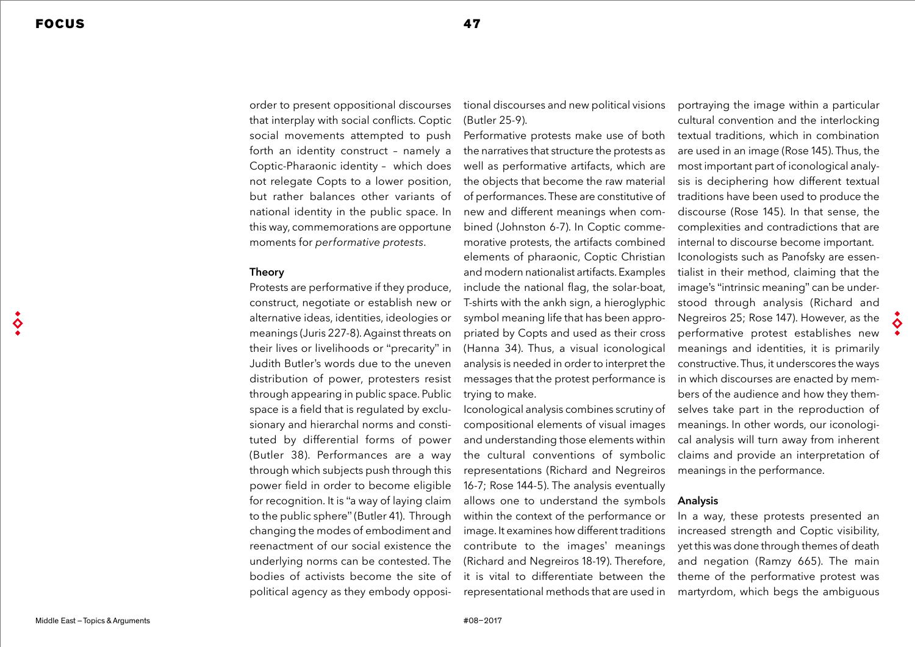order to present oppositional discourses that interplay with social conflicts. Coptic social movements attempted to push forth an identity construct – namely a Coptic-Pharaonic identity – which does not relegate Copts to a lower position, but rather balances other variants of national identity in the public space. In this way, commemorations are opportune moments for *performative protests*.

### Theory

Protests are performative if they produce, construct, negotiate or establish new or alternative ideas, identities, ideologies or meanings (Juris 227-8). Against threats on their lives or livelihoods or "precarity" in Judith Butler's words due to the uneven distribution of power, protesters resist through appearing in public space. Public space is a field that is regulated by exclusionary and hierarchal norms and constituted by differential forms of power (Butler 38). Performances are a way through which subjects push through this power field in order to become eligible for recognition. It is "a way of laying claim to the public sphere" (Butler 41). Through changing the modes of embodiment and reenactment of our social existence the underlying norms can be contested. The bodies of activists become the site of political agency as they embody oppositional discourses and new political visions (Butler 25-9).

Performative protests make use of both the narratives that structure the protests as well as performative artifacts, which are the objects that become the raw material of performances. These are constitutive of new and different meanings when combined (Johnston 6-7). In Coptic commemorative protests, the artifacts combined elements of pharaonic, Coptic Christian and modern nationalist artifacts. Examples include the national flag, the solar-boat, T-shirts with the ankh sign, a hieroglyphic symbol meaning life that has been appropriated by Copts and used as their cross (Hanna 34). Thus, a visual iconological analysis is needed in order to interpret the messages that the protest performance is trying to make.

Iconological analysis combines scrutiny of compositional elements of visual images and understanding those elements within the cultural conventions of symbolic representations (Richard and Negreiros 16-7; Rose 144-5). The analysis eventually allows one to understand the symbols within the context of the performance or image. It examines how different traditions contribute to the images' meanings (Richard and Negreiros 18-19). Therefore, it is vital to differentiate between the representational methods that are used in portraying the image within a particular cultural convention and the interlocking textual traditions, which in combination are used in an image (Rose 145). Thus, the most important part of iconological analysis is deciphering how different textual traditions have been used to produce the discourse (Rose 145). In that sense, the complexities and contradictions that are internal to discourse become important.

Iconologists such as Panofsky are essentialist in their method, claiming that the image's "intrinsic meaning" can be understood through analysis (Richard and Negreiros 25; Rose 147). However, as the performative protest establishes new meanings and identities, it is primarily constructive. Thus, it underscores the ways in which discourses are enacted by members of the audience and how they themselves take part in the reproduction of meanings. In other words, our iconological analysis will turn away from inherent claims and provide an interpretation of meanings in the performance.

### Analysis

In a way, these protests presented an increased strength and Coptic visibility, yet this was done through themes of death and negation (Ramzy 665). The main theme of the performative protest was martyrdom, which begs the ambiguous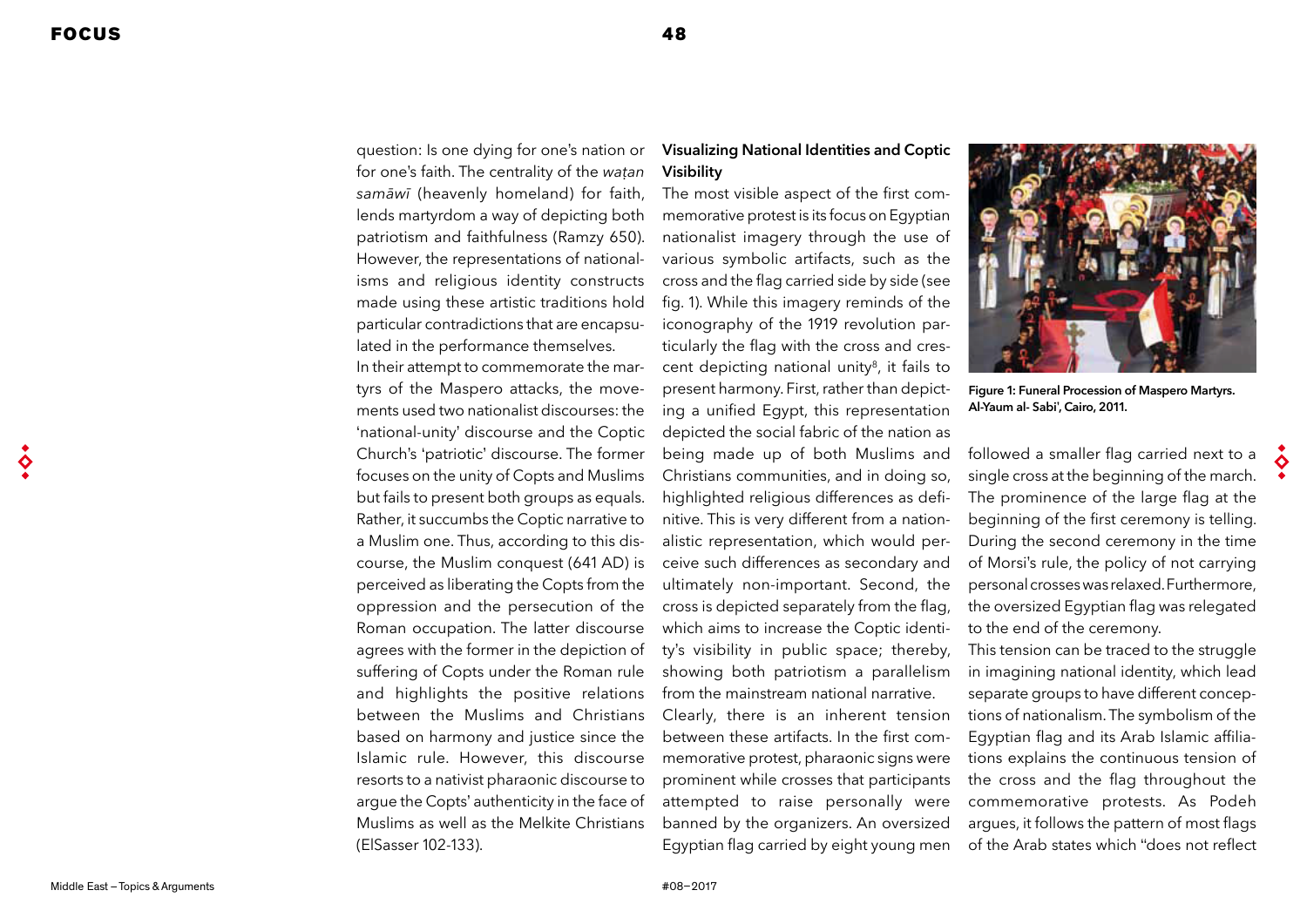question: Is one dying for one's nation or for one's faith. The centrality of the *waṭan samāwī* (heavenly homeland) for faith, lends martyrdom a way of depicting both patriotism and faithfulness (Ramzy 650). However, the representations of nationalisms and religious identity constructs made using these artistic traditions hold particular contradictions that are encapsulated in the performance themselves.

In their attempt to commemorate the martyrs of the Maspero attacks, the movements used two nationalist discourses: the 'national-unity' discourse and the Coptic Church's 'patriotic' discourse. The former focuses on the unity of Copts and Muslims but fails to present both groups as equals. Rather, it succumbs the Coptic narrative to a Muslim one. Thus, according to this discourse, the Muslim conquest (641 AD) is perceived as liberating the Copts from the oppression and the persecution of the Roman occupation. The latter discourse agrees with the former in the depiction of suffering of Copts under the Roman rule and highlights the positive relations between the Muslims and Christians based on harmony and justice since the Islamic rule. However, this discourse resorts to a nativist pharaonic discourse to argue the Copts' authenticity in the face of Muslims as well as the Melkite Christians (ElSasser 102-133).

## Visualizing National Identities and Coptic Visibility

The most visible aspect of the first commemorative protest is its focus on Egyptian nationalist imagery through the use of various symbolic artifacts, such as the cross and the flag carried side by side (see fig. 1). While this imagery reminds of the iconography of the 1919 revolution particularly the flag with the cross and crescent depicting national unity[8], it fails to present harmony. First, rather than depicting a unified Egypt, this representation depicted the social fabric of the nation as being made up of both Muslims and Christians communities, and in doing so, highlighted religious differences as definitive. This is very different from a nationalistic representation, which would perceive such differences as secondary and ultimately non-important. Second, the cross is depicted separately from the flag, which aims to increase the Coptic identity's visibility in public space; thereby, showing both patriotism a parallelism from the mainstream national narrative.

Clearly, there is an inherent tension between these artifacts. In the first commemorative protest, pharaonic signs were prominent while crosses that participants attempted to raise personally were banned by the organizers. An oversized Egyptian flag carried by eight young men followed a smaller flag carried next to a single cross at the beginning of the march. The prominence of the large flag at the beginning of the first ceremony is telling. During the second ceremony in the time of Morsi's rule, the policy of not carrying personal crosses was relaxed. Furthermore, the oversized Egyptian flag was relegated to the end of the ceremony.

Figure 1: Funeral Procession of Maspero Martyrs. Al-Yaum al- Sabi', Cairo, 2011.

This tension can be traced to the struggle in imagining national identity, which lead separate groups to have different conceptions of nationalism. The symbolism of the Egyptian flag and its Arab Islamic affiliations explains the continuous tension of the cross and the flag throughout the commemorative protests. As Podeh argues, it follows the pattern of most flags of the Arab states which "does not reflect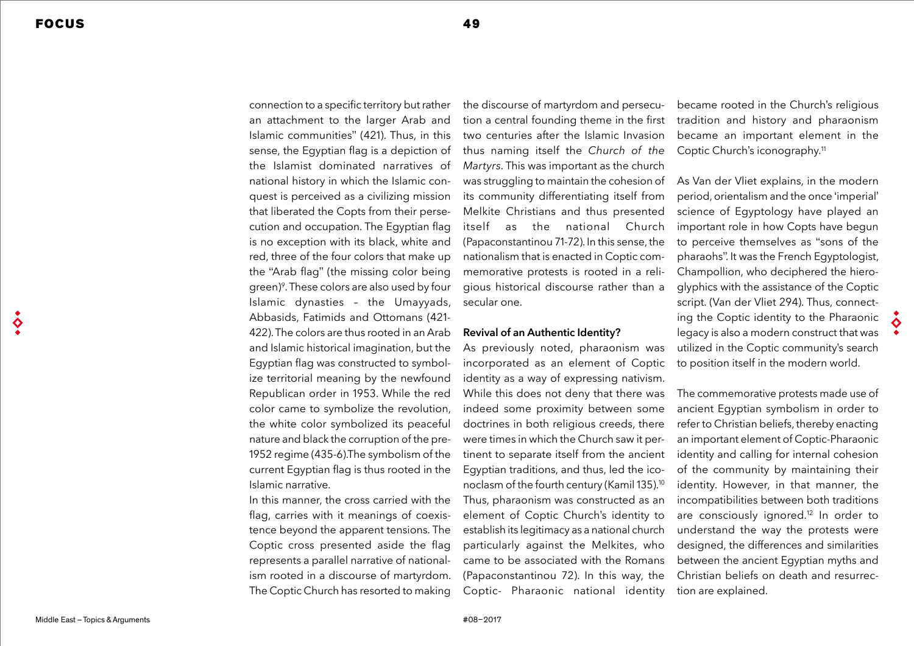connection to a specific territory but rather an attachment to the larger Arab and Islamic communities" (421). Thus, in this sense, the Egyptian flag is a depiction of the Islamist dominated narratives of national history in which the Islamic conquest is perceived as a civilizing mission that liberated the Copts from their persecution and occupation. The Egyptian flag is no exception with its black, white and red, three of the four colors that make up the "Arab flag" (the missing color being green)[9]. These colors are also used by four Islamic dynasties – the Umayyads, Abbasids, Fatimids and Ottomans (421-422). The colors are thus rooted in an Arab and Islamic historical imagination, but the Egyptian flag was constructed to symbolize territorial meaning by the newfound Republican order in 1953. While the red color came to symbolize the revolution, the white color symbolized its peaceful nature and black the corruption of the pre-1952 regime (435-6).The symbolism of the current Egyptian flag is thus rooted in the Islamic narrative.

In this manner, the cross carried with the flag, carries with it meanings of coexistence beyond the apparent tensions. The Coptic cross presented aside the flag represents a parallel narrative of nationalism rooted in a discourse of martyrdom. The Coptic Church has resorted to making the discourse of martyrdom and persecution a central founding theme in the first two centuries after the Islamic Invasion thus naming itself the *Church of the Martyrs*. This was important as the church was struggling to maintain the cohesion of its community differentiating itself from Melkite Christians and thus presented itself as the national Church (Papaconstantinou 71-72). In this sense, the nationalism that is enacted in Coptic commemorative protests is rooted in a religious historical discourse rather than a secular one.

**Revival of an Authentic Identity?**

As previously noted, pharaonism was incorporated as an element of Coptic identity as a way of expressing nativism. While this does not deny that there was indeed some proximity between some doctrines in both religious creeds, there were times in which the Church saw it pertinent to separate itself from the ancient Egyptian traditions, and thus, led the iconoclasm of the fourth century (Kamil 135).[10] Thus, pharaonism was constructed as an element of Coptic Church's identity to establish its legitimacy as a national church particularly against the Melkites, who came to be associated with the Romans (Papaconstantinou 72). In this way, the Coptic- Pharaonic national identity became rooted in the Church's religious tradition and history and pharaonism became an important element in the Coptic Church's iconography.[11]

As Van der Vliet explains, in the modern period, orientalism and the once 'imperial' science of Egyptology have played an important role in how Copts have begun to perceive themselves as "sons of the pharaohs". It was the French Egyptologist, Champollion, who deciphered the hieroglyphics with the assistance of the Coptic script. (Van der Vliet 294). Thus, connecting the Coptic identity to the Pharaonic legacy is also a modern construct that was utilized in the Coptic community's search to position itself in the modern world.

The commemorative protests made use of ancient Egyptian symbolism in order to refer to Christian beliefs, thereby enacting an important element of Coptic-Pharaonic identity and calling for internal cohesion of the community by maintaining their identity. However, in that manner, the incompatibilities between both traditions are consciously ignored.[12] In order to understand the way the protests were designed, the differences and similarities between the ancient Egyptian myths and Christian beliefs on death and resurrection are explained.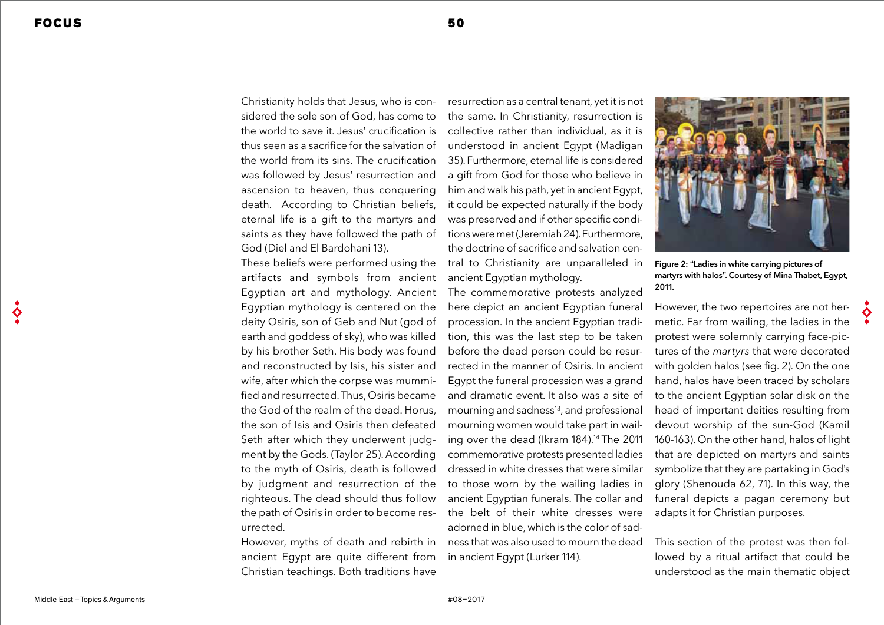Christianity holds that Jesus, who is considered the sole son of God, has come to the world to save it. Jesus' crucification is thus seen as a sacrifice for the salvation of the world from its sins. The crucification was followed by Jesus' resurrection and ascension to heaven, thus conquering death. According to Christian beliefs, eternal life is a gift to the martyrs and saints as they have followed the path of God (Diel and El Bardohani 13).

These beliefs were performed using the artifacts and symbols from ancient Egyptian art and mythology. Ancient Egyptian mythology is centered on the deity Osiris, son of Geb and Nut (god of earth and goddess of sky), who was killed by his brother Seth. His body was found and reconstructed by Isis, his sister and wife, after which the corpse was mummified and resurrected. Thus, Osiris became the God of the realm of the dead. Horus, the son of Isis and Osiris then defeated Seth after which they underwent judgment by the Gods. (Taylor 25). According to the myth of Osiris, death is followed by judgment and resurrection of the righteous. The dead should thus follow the path of Osiris in order to become resurrected.

However, myths of death and rebirth in ancient Egypt are quite different from Christian teachings. Both traditions have resurrection as a central tenant, yet it is not the same. In Christianity, resurrection is collective rather than individual, as it is understood in ancient Egypt (Madigan 35). Furthermore, eternal life is considered a gift from God for those who believe in him and walk his path, yet in ancient Egypt, it could be expected naturally if the body was preserved and if other specific conditions were met (Jeremiah 24). Furthermore, the doctrine of sacrifice and salvation central to Christianity are unparalleled in ancient Egyptian mythology.

The commemorative protests analyzed here depict an ancient Egyptian funeral procession. In the ancient Egyptian tradition, this was the last step to be taken before the dead person could be resurrected in the manner of Osiris. In ancient Egypt the funeral procession was a grand and dramatic event. It also was a site of mourning and sadness[13], and professional mourning women would take part in wailing over the dead (Ikram 184).[14] The 2011 commemorative protests presented ladies dressed in white dresses that were similar to those worn by the wailing ladies in ancient Egyptian funerals. The collar and the belt of their white dresses were adorned in blue, which is the color of sadness that was also used to mourn the dead in ancient Egypt (Lurker 114).

**Figure 2: "Ladies in white carrying pictures of martyrs with halos". Courtesy of Mina Thabet, Egypt, 2011.**

However, the two repertoires are not hermetic. Far from wailing, the ladies in the protest were solemnly carrying face-pictures of the *martyrs* that were decorated with golden halos (see fig. 2). On the one hand, halos have been traced by scholars to the ancient Egyptian solar disk on the head of important deities resulting from devout worship of the sun-God (Kamil 160-163). On the other hand, halos of light that are depicted on martyrs and saints symbolize that they are partaking in God's glory (Shenouda 62, 71). In this way, the funeral depicts a pagan ceremony but adapts it for Christian purposes.

This section of the protest was then followed by a ritual artifact that could be understood as the main thematic object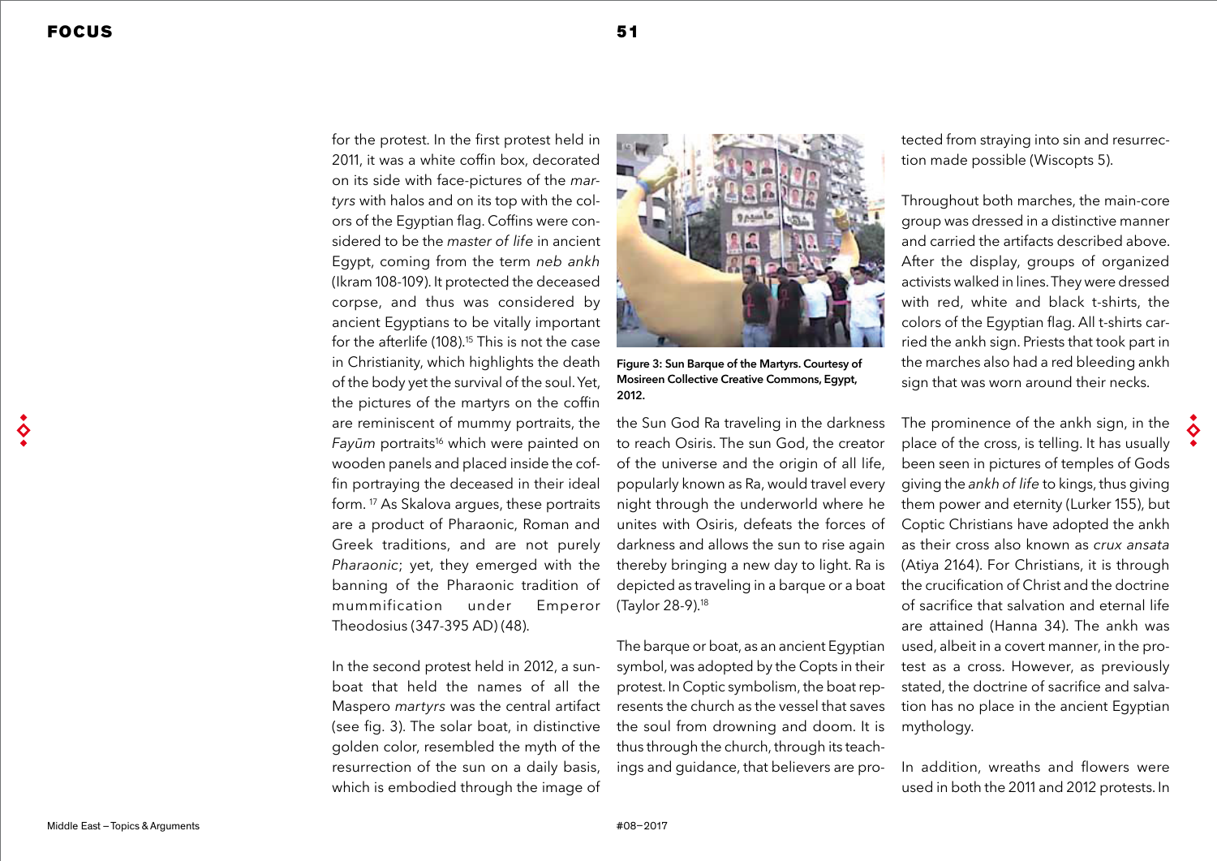for the protest. In the first protest held in 2011, it was a white coffin box, decorated on its side with face-pictures of the *martyrs* with halos and on its top with the colors of the Egyptian flag. Coffins were considered to be the *master of life* in ancient Egypt, coming from the term *neb ankh* (Ikram 108-109). It protected the deceased corpse, and thus was considered by ancient Egyptians to be vitally important for the afterlife (108).[15] This is not the case in Christianity, which highlights the death of the body yet the survival of the soul. Yet, the pictures of the martyrs on the coffin are reminiscent of mummy portraits, the *Fayūm* portraits[16] which were painted on wooden panels and placed inside the coffin portraying the deceased in their ideal form. [17] As Skalova argues, these portraits are a product of Pharaonic, Roman and Greek traditions, and are not purely *Pharaonic*; yet, they emerged with the banning of the Pharaonic tradition of mummification under Emperor Theodosius (347-395 AD) (48).

In the second protest held in 2012, a sun-boat that held the names of all the Maspero *martyrs* was the central artifact (see fig. 3). The solar boat, in distinctive golden color, resembled the myth of the resurrection of the sun on a daily basis, which is embodied through the image of the Sun God Ra traveling in the darkness to reach Osiris. The sun God, the creator of the universe and the origin of all life, popularly known as Ra, would travel every night through the underworld where he unites with Osiris, defeats the forces of darkness and allows the sun to rise again thereby bringing a new day to light. Ra is depicted as traveling in a barque or a boat (Taylor 28-9).[18]

**Figure 3: Sun Barque of the Martyrs. Courtesy of Mosireen Collective Creative Commons, Egypt, 2012.**

The barque or boat, as an ancient Egyptian symbol, was adopted by the Copts in their protest. In Coptic symbolism, the boat represents the church as the vessel that saves the soul from drowning and doom. It is thus through the church, through its teachings and guidance, that believers are protected from straying into sin and resurrection made possible (Wiscopts 5).

Throughout both marches, the main-core group was dressed in a distinctive manner and carried the artifacts described above. After the display, groups of organized activists walked in lines. They were dressed with red, white and black t-shirts, the colors of the Egyptian flag. All t-shirts carried the ankh sign. Priests that took part in the marches also had a red bleeding ankh sign that was worn around their necks.

The prominence of the ankh sign, in the place of the cross, is telling. It has usually been seen in pictures of temples of Gods giving the *ankh of life* to kings, thus giving them power and eternity (Lurker 155), but Coptic Christians have adopted the ankh as their cross also known as *crux ansata* (Atiya 2164). For Christians, it is through the crucification of Christ and the doctrine of sacrifice that salvation and eternal life are attained (Hanna 34). The ankh was used, albeit in a covert manner, in the protest as a cross. However, as previously stated, the doctrine of sacrifice and salvation has no place in the ancient Egyptian mythology.

In addition, wreaths and flowers were used in both the 2011 and 2012 protests. In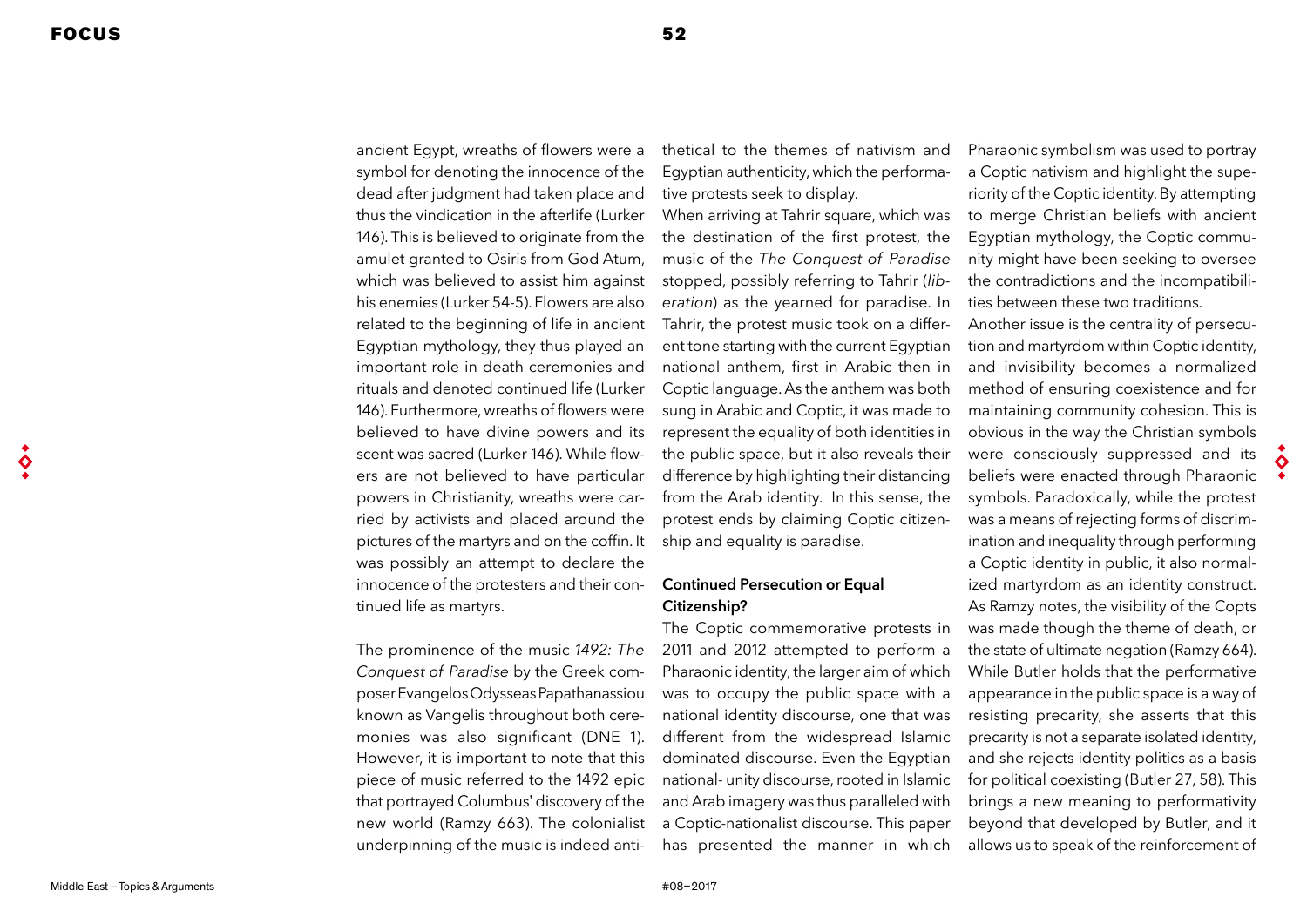ancient Egypt, wreaths of flowers were a symbol for denoting the innocence of the dead after judgment had taken place and thus the vindication in the afterlife (Lurker 146). This is believed to originate from the amulet granted to Osiris from God Atum, which was believed to assist him against his enemies (Lurker 54-5). Flowers are also related to the beginning of life in ancient Egyptian mythology, they thus played an important role in death ceremonies and rituals and denoted continued life (Lurker 146). Furthermore, wreaths of flowers were believed to have divine powers and its scent was sacred (Lurker 146). While flowers are not believed to have particular powers in Christianity, wreaths were carried by activists and placed around the pictures of the martyrs and on the coffin. It was possibly an attempt to declare the innocence of the protesters and their continued life as martyrs.

The prominence of the music *1492: The Conquest of Paradise* by the Greek composer Evangelos Odysseas Papathanassiou known as Vangelis throughout both ceremonies was also significant (DNE 1). However, it is important to note that this piece of music referred to the 1492 epic that portrayed Columbus' discovery of the new world (Ramzy 663). The colonialist underpinning of the music is indeed antithetical to the themes of nativism and Egyptian authenticity, which the performative protests seek to display.

When arriving at Tahrir square, which was the destination of the first protest, the music of the *The Conquest of Paradise* stopped, possibly referring to Tahrir (*liberation*) as the yearned for paradise. In Tahrir, the protest music took on a different tone starting with the current Egyptian national anthem, first in Arabic then in Coptic language. As the anthem was both sung in Arabic and Coptic, it was made to represent the equality of both identities in the public space, but it also reveals their difference by highlighting their distancing from the Arab identity. In this sense, the protest ends by claiming Coptic citizenship and equality is paradise.

**Continued Persecution or Equal Citizenship?**

The Coptic commemorative protests in 2011 and 2012 attempted to perform a Pharaonic identity, the larger aim of which was to occupy the public space with a national identity discourse, one that was different from the widespread Islamic dominated discourse. Even the Egyptian national- unity discourse, rooted in Islamic and Arab imagery was thus paralleled with a Coptic-nationalist discourse. This paper has presented the manner in which Pharaonic symbolism was used to portray a Coptic nativism and highlight the superiority of the Coptic identity. By attempting to merge Christian beliefs with ancient Egyptian mythology, the Coptic community might have been seeking to oversee the contradictions and the incompatibilities between these two traditions.

Another issue is the centrality of persecution and martyrdom within Coptic identity, and invisibility becomes a normalized method of ensuring coexistence and for maintaining community cohesion. This is obvious in the way the Christian symbols were consciously suppressed and its beliefs were enacted through Pharaonic symbols. Paradoxically, while the protest was a means of rejecting forms of discrimination and inequality through performing a Coptic identity in public, it also normalized martyrdom as an identity construct. As Ramzy notes, the visibility of the Copts was made though the theme of death, or the state of ultimate negation (Ramzy 664). While Butler holds that the performative appearance in the public space is a way of resisting precarity, she asserts that this precarity is not a separate isolated identity, and she rejects identity politics as a basis for political coexisting (Butler 27, 58). This brings a new meaning to performativity beyond that developed by Butler, and it allows us to speak of the reinforcement of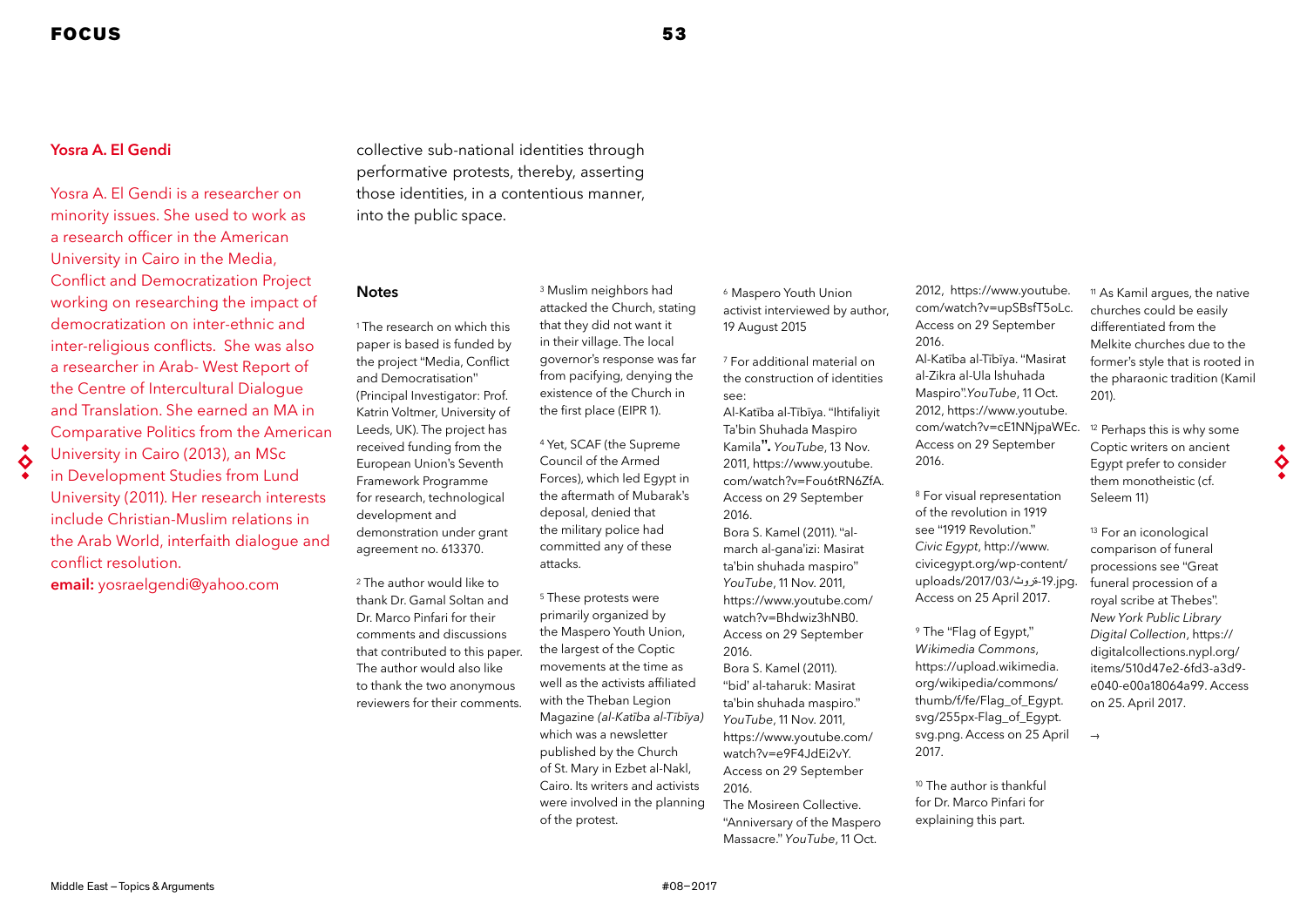collective sub-national identities through performative protests, thereby, asserting those identities, in a contentious manner, into the public space.

## Yosra A. El Gendi

Yosra A. El Gendi is a researcher on minority issues. She used to work as a research officer in the American University in Cairo in the Media, Conflict and Democratization Project working on researching the impact of democratization on inter-ethnic and inter-religious conflicts. She was also a researcher in Arab- West Report of the Centre of Intercultural Dialogue and Translation. She earned an MA in Comparative Politics from the American University in Cairo (2013), an MSc in Development Studies from Lund University (2011). Her research interests include Christian-Muslim relations in the Arab World, interfaith dialogue and conflict resolution.

**email:** yosraelgendi@yahoo.com

## Notes

[1] The research on which this paper is based is funded by the project "Media, Conflict and Democratisation" (Principal Investigator: Prof. Katrin Voltmer, University of Leeds, UK). The project has received funding from the European Union's Seventh Framework Programme for research, technological development and demonstration under grant agreement no. 613370.

[2] The author would like to thank Dr. Gamal Soltan and Dr. Marco Pinfari for their comments and discussions that contributed to this paper. The author would also like to thank the two anonymous reviewers for their comments.

[3] Muslim neighbors had attacked the Church, stating that they did not want it in their village. The local governor's response was far from pacifying, denying the existence of the Church in the first place (EIPR 1).

[4] Yet, SCAF (the Supreme Council of the Armed Forces), which led Egypt in the aftermath of Mubarak's deposal, denied that the military police had committed any of these attacks.

[5] These protests were primarily organized by the Maspero Youth Union, the largest of the Coptic movements at the time as well as the activists affiliated with the Theban Legion Magazine *(al-Katība al-Tībīya)* which was a newsletter published by the Church of St. Mary in Ezbet al-Nakl, Cairo. Its writers and activists were involved in the planning of the protest.

[6] Maspero Youth Union activist interviewed by author, 19 August 2015

[7] For additional material on the construction of identities see:
Al-Katība al-Tībīya. "Ihtifaliyit Ta'bin Shuhada Maspiro Kamila"**.** *YouTube*, 13 Nov. 2011, https://www.youtube.com/watch?v=Fou6tRN6ZfA. Access on 29 September 2016.
Bora S. Kamel (2011). "al-march al-gana'izi: Masirat ta'bin shuhada maspiro" *YouTube*, 11 Nov. 2011, https://www.youtube.com/watch?v=Bhdwiz3hNB0. Access on 29 September 2016.
Bora S. Kamel (2011). "bid' al-taharuk: Masirat ta'bin shuhada maspiro." *YouTube*, 11 Nov. 2011, https://www.youtube.com/watch?v=e9F4JdEi2vY. Access on 29 September 2016.
The Mosireen Collective. "Anniversary of the Maspero Massacre." *YouTube*, 11 Oct. 2012, https://www.youtube.com/watch?v=upSBsfT5oLc. Access on 29 September 2016.
Al-Katība al-Tībīya. "Masirat al-Zikra al-Ula lshuhada Maspiro".*YouTube*, 11 Oct. 2012, https://www.youtube.com/watch?v=cE1NNjpaWEc. Access on 29 September 2016.

[8] For visual representation of the revolution in 1919 see "1919 Revolution." *Civic Egypt*, http://www.civicegypt.org/wp-content/uploads/2017/03/ثورة-19.jpg. Access on 25 April 2017.

[9] The "Flag of Egypt," *Wikimedia Commons*, https://upload.wikimedia.org/wikipedia/commons/thumb/f/fe/Flag_of_Egypt.svg/255px-Flag_of_Egypt.svg.png. Access on 25 April 2017.

[10] The author is thankful for Dr. Marco Pinfari for explaining this part.

[11] As Kamil argues, the native churches could be easily differentiated from the Melkite churches due to the former's style that is rooted in the pharaonic tradition (Kamil 201).

[12] Perhaps this is why some Coptic writers on ancient Egypt prefer to consider them monotheistic (cf. Seleem 11)

[13] For an iconological comparison of funeral processions see "Great funeral procession of a royal scribe at Thebes". *New York Public Library Digital Collection*, https://digitalcollections.nypl.org/items/510d47e2-6fd3-a3d9-e040-e00a18064a99. Access on 25. April 2017.

→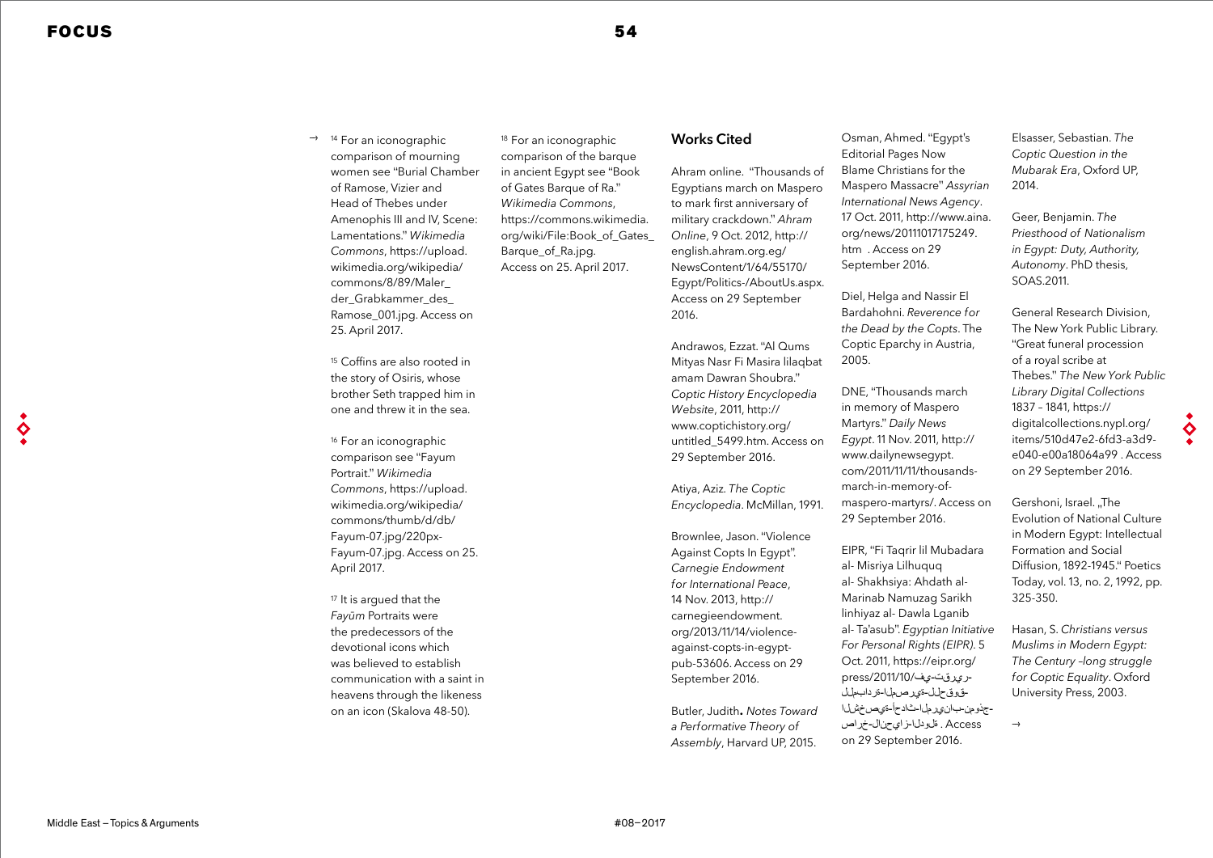[14] For an iconographic comparison of mourning women see "Burial Chamber of Ramose, Vizier and Head of Thebes under Amenophis III and IV, Scene: Lamentations." *Wikimedia Commons*, https://upload.wikimedia.org/wikipedia/commons/8/89/Maler_der_Grabkammer_des_Ramose_001.jpg. Access on 25. April 2017.

[15] Coffins are also rooted in the story of Osiris, whose brother Seth trapped him in one and threw it in the sea.

[16] For an iconographic comparison see "Fayum Portrait." *Wikimedia Commons*, https://upload.wikimedia.org/wikipedia/commons/thumb/d/db/Fayum-07.jpg/220px-Fayum-07.jpg. Access on 25. April 2017.

[17] It is argued that the *Fayūm* Portraits were the predecessors of the devotional icons which was believed to establish communication with a saint in heavens through the likeness on an icon (Skalova 48-50).

[18] For an iconographic comparison of the barque in ancient Egypt see "Book of Gates Barque of Ra." *Wikimedia Commons*, https://commons.wikimedia.org/wiki/File:Book_of_Gates_Barque_of_Ra.jpg. Access on 25. April 2017.

## Works Cited

Ahram online. "Thousands of Egyptians march on Maspero to mark first anniversary of military crackdown." *Ahram Online*, 9 Oct. 2012, http://english.ahram.org.eg/NewsContent/1/64/55170/Egypt/Politics-/AboutUs.aspx. Access on 29 September 2016.

Andrawos, Ezzat. "Al Qums Mityas Nasr Fi Masira lilaqbat amam Dawran Shoubra." *Coptic History Encyclopedia Website*, 2011, http://www.coptichistory.org/untitled_5499.htm. Access on 29 September 2016.

Atiya, Aziz. *The Coptic Encyclopedia*. McMillan, 1991.

Brownlee, Jason. "Violence Against Copts In Egypt". *Carnegie Endowment for International Peace*, 14 Nov. 2013, http://carnegieendowment.org/2013/11/14/violence-against-copts-in-egypt-pub-53606. Access on 29 September 2016.

Butler, Judith**.** *Notes Toward a Performative Theory of Assembly*, Harvard UP, 2015.

Osman, Ahmed. "Egypt's Editorial Pages Now Blame Christians for the Maspero Massacre" *Assyrian International News Agency*. 17 Oct. 2011, http://www.aina.org/news/20111017175249.htm . Access on 29 September 2016.

Diel, Helga and Nassir El Bardahohni. *Reverence for the Dead by the Copts*. The Coptic Eparchy in Austria, 2005.

DNE, "Thousands march in memory of Maspero Martyrs." *Daily News Egypt*. 11 Nov. 2011, http://www.dailynewsegypt.com/2011/11/11/thousands-march-in-memory-of-maspero-martyrs/. Access on 29 September 2016.

EIPR, "Fi Taqrir lil Mubadara al- Misriya Lilhuquq al- Shakhsiya: Ahdath al-Marinab Namuzag Sarikh linhiyaz al- Dawla Lganib al- Ta'asub". *Egyptian Initiative For Personal Rights (EIPR)*. 5 Oct. 2011, https://eipr.org/press/2011/10/في-تقرير-للمبادرة-المصرية-للحقوق-الشخصية-أحداث-المريناب-نموذج-صارخ-لانحياز-الدولة . Access on 29 September 2016.

Elsasser, Sebastian. *The Coptic Question in the Mubarak Era*, Oxford UP, 2014.

Geer, Benjamin. *The Priesthood of Nationalism in Egypt: Duty, Authority, Autonomy*. PhD thesis, SOAS.2011.

General Research Division, The New York Public Library. "Great funeral procession of a royal scribe at Thebes." *The New York Public Library Digital Collections* 1837 – 1841, https://digitalcollections.nypl.org/items/510d47e2-6fd3-a3d9-e040-e00a18064a99 . Access on 29 September 2016.

Gershoni, Israel. „The Evolution of National Culture in Modern Egypt: Intellectual Formation and Social Diffusion, 1892-1945." Poetics Today, vol. 13, no. 2, 1992, pp. 325-350.

Hasan, S. *Christians versus Muslims in Modern Egypt: The Century –long struggle for Coptic Equality*. Oxford University Press, 2003.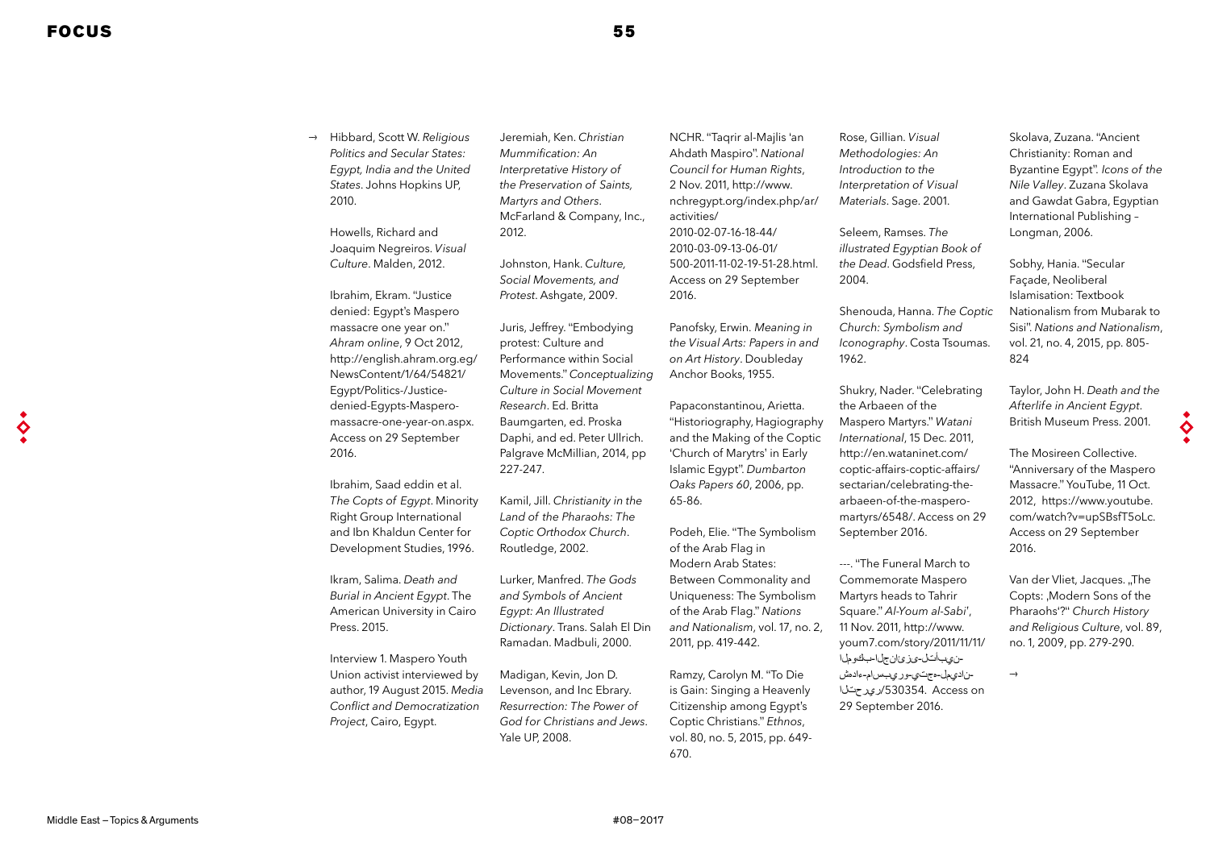→ Hibbard, Scott W. *Religious Politics and Secular States: Egypt, India and the United States*. Johns Hopkins UP, 2010.

Howells, Richard and Joaquim Negreiros. *Visual Culture*. Malden, 2012.

Ibrahim, Ekram. "Justice denied: Egypt's Maspero massacre one year on." *Ahram online*, 9 Oct 2012, http://english.ahram.org.eg/NewsContent/1/64/54821/Egypt/Politics-/Justice-denied-Egypts-Maspero-massacre-one-year-on.aspx. Access on 29 September 2016.

Ibrahim, Saad eddin et al. *The Copts of Egypt*. Minority Right Group International and Ibn Khaldun Center for Development Studies, 1996.

Ikram, Salima. *Death and Burial in Ancient Egypt*. The American University in Cairo Press. 2015.

Interview 1. Maspero Youth Union activist interviewed by author, 19 August 2015. *Media Conflict and Democratization Project*, Cairo, Egypt.

Jeremiah, Ken. *Christian Mummification: An Interpretative History of the Preservation of Saints, Martyrs and Others*. McFarland & Company, Inc., 2012.

Johnston, Hank. *Culture, Social Movements, and Protest*. Ashgate, 2009.

Juris, Jeffrey. "Embodying protest: Culture and Performance within Social Movements." *Conceptualizing Culture in Social Movement Research*. Ed. Britta Baumgarten, ed. Proska Daphi, and ed. Peter Ullrich. Palgrave McMillian, 2014, pp 227-247.

Kamil, Jill. *Christianity in the Land of the Pharaohs: The Coptic Orthodox Church*. Routledge, 2002.

Lurker, Manfred. *The Gods and Symbols of Ancient Egypt: An Illustrated Dictionary*. Trans. Salah El Din Ramadan. Madbuli, 2000.

Madigan, Kevin, Jon D. Levenson, and Inc Ebrary. *Resurrection: The Power of God for Christians and Jews*. Yale UP, 2008.

NCHR. "Taqrir al-Majlis 'an Ahdath Maspiro". *National Council for Human Rights*, 2 Nov. 2011, http://www.nchregypt.org/index.php/ar/activities/2010-02-07-16-18-44/2010-03-09-13-06-01/500-2011-11-02-19-51-28.html. Access on 29 September 2016.

Panofsky, Erwin. *Meaning in the Visual Arts: Papers in and on Art History*. Doubleday Anchor Books, 1955.

Papaconstantinou, Arietta. "Historiography, Hagiography and the Making of the Coptic 'Church of Marytrs' in Early Islamic Egypt". *Dumbarton Oaks Papers 60*, 2006, pp. 65-86.

Podeh, Elie. "The Symbolism of the Arab Flag in Modern Arab States: Between Commonality and Uniqueness: The Symbolism of the Arab Flag." *Nations and Nationalism*, vol. 17, no. 2, 2011, pp. 419-442.

Ramzy, Carolyn M. "To Die is Gain: Singing a Heavenly Citizenship among Egypt's Coptic Christians." *Ethnos*, vol. 80, no. 5, 2015, pp. 649-670.

Rose, Gillian. *Visual Methodologies: An Introduction to the Interpretation of Visual Materials*. Sage. 2001.

Seleem, Ramses. *The illustrated Egyptian Book of the Dead*. Godsfield Press, 2004.

Shenouda, Hanna. *The Coptic Church: Symbolism and Iconography*. Costa Tsoumas. 1962.

Shukry, Nader. "Celebrating the Arbaeen of the Maspero Martyrs." *Watani International*, 15 Dec. 2011, http://en.wataninet.com/coptic-affairs-coptic-affairs/sectarian/celebrating-the-arbaeen-of-the-maspero-martyrs/6548/. Access on 29 September 2016.

---. "The Funeral March to Commemorate Maspero Martyrs heads to Tahrir Square." *Al-Youm al-Sabi'*, 11 Nov. 2011, http://www.youm7.com/story/2011/11/11/الموكب-الجنائزى-لتأبين-شهداء-ماسبيرو-يتجه-لميدان-التحرير/530354. Access on 29 September 2016.

Skolava, Zuzana. "Ancient Christianity: Roman and Byzantine Egypt". *Icons of the Nile Valley*. Zuzana Skolava and Gawdat Gabra, Egyptian International Publishing – Longman, 2006.

Sobhy, Hania. "Secular Façade, Neoliberal Islamisation: Textbook Nationalism from Mubarak to Sisi". *Nations and Nationalism*, vol. 21, no. 4, 2015, pp. 805-824

Taylor, John H. *Death and the Afterlife in Ancient Egypt*. British Museum Press. 2001.

The Mosireen Collective. "Anniversary of the Maspero Massacre." YouTube, 11 Oct. 2012, https://www.youtube.com/watch?v=upSBsfT5oLc. Access on 29 September 2016.

Van der Vliet, Jacques. „The Copts: ‚Modern Sons of the Pharaohs'?" *Church History and Religious Culture*, vol. 89, no. 1, 2009, pp. 279-290.

→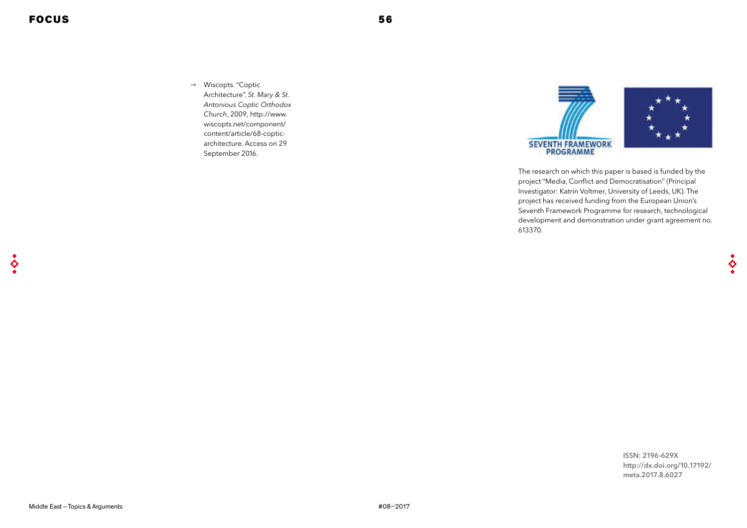→ Wiscopts. "Coptic Architecture". *St. Mary & St. Antonious Coptic Orthodox Church*, 2009, http://www.wiscopts.net/component/content/article/68-coptic-architecture. Access on 29 September 2016.

SEVENTH FRAMEWORK PROGRAMME

The research on which this paper is based is funded by the project "Media, Conflict and Democratisation" (Principal Investigator: Katrin Voltmer, University of Leeds, UK). The project has received funding from the European Union's Seventh Framework Programme for research, technological development and demonstration under grant agreement no. 613370.

**ISSN: 2196-629X**
**http://dx.doi.org/10.17192/meta.2017.8.6027**